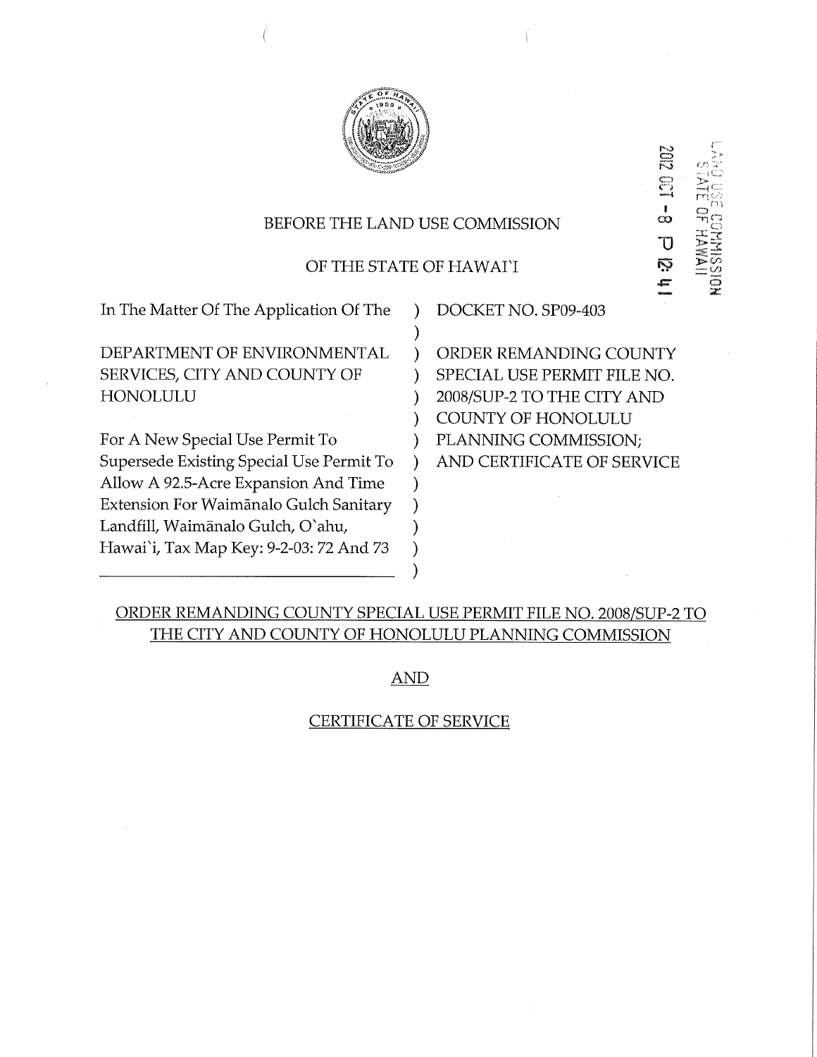LAND USE COMMISSION
STATE OF HAWAII

2012 OCT -8 P 12:41

BEFORE THE LAND USE COMMISSION

OF THE STATE OF HAWAI'I

| In The Matter Of The Application Of The | ) | DOCKET NO. SP09-403 |
|---|---|---|
| | ) | |
| DEPARTMENT OF ENVIRONMENTAL SERVICES, CITY AND COUNTY OF HONOLULU | ) | ORDER REMANDING COUNTY SPECIAL USE PERMIT FILE NO. 2008/SUP-2 TO THE CITY AND COUNTY OF HONOLULU PLANNING COMMISSION; AND CERTIFICATE OF SERVICE |
| For A New Special Use Permit To Supersede Existing Special Use Permit To Allow A 92.5-Acre Expansion And Time Extension For Waimānalo Gulch Sanitary Landfill, Waimānalo Gulch, O`ahu, Hawai`i, Tax Map Key: 9-2-03: 72 And 73 | ) | |

ORDER REMANDING COUNTY SPECIAL USE PERMIT FILE NO. 2008/SUP-2 TO THE CITY AND COUNTY OF HONOLULU PLANNING COMMISSION

AND

CERTIFICATE OF SERVICE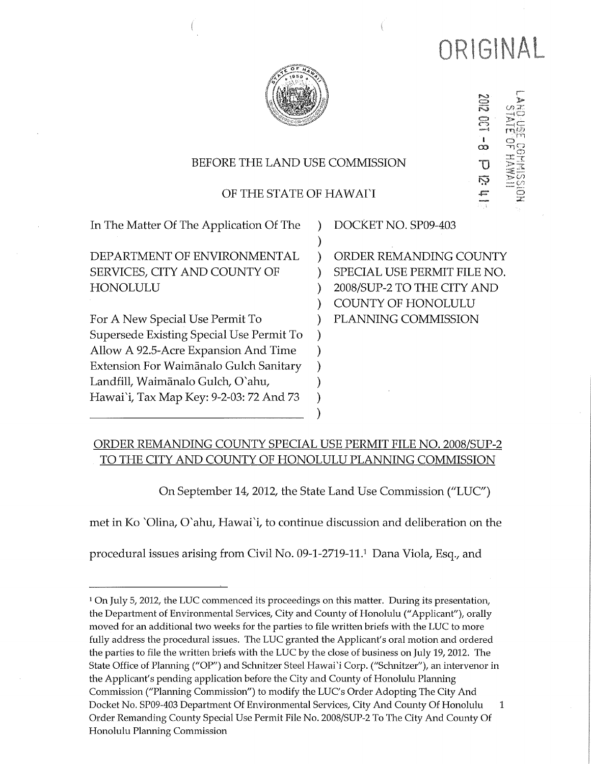ORIGINAL

2012 OCT -8 P 12:41

LAND USE COMMISSION
STATE OF HAWAII

BEFORE THE LAND USE COMMISSION

OF THE STATE OF HAWAIʻI

| | | |
|---|---|---|
| In The Matter Of The Application Of The<br><br>DEPARTMENT OF ENVIRONMENTAL SERVICES, CITY AND COUNTY OF HONOLULU<br><br>For A New Special Use Permit To Supersede Existing Special Use Permit To Allow A 92.5-Acre Expansion And Time Extension For Waimānalo Gulch Sanitary Landfill, Waimānalo Gulch, Oʻahu, Hawaiʻi, Tax Map Key: 9-2-03: 72 And 73 | ) | DOCKET NO. SP09-403<br><br>ORDER REMANDING COUNTY SPECIAL USE PERMIT FILE NO. 2008/SUP-2 TO THE CITY AND COUNTY OF HONOLULU PLANNING COMMISSION |

## ORDER REMANDING COUNTY SPECIAL USE PERMIT FILE NO. 2008/SUP-2 TO THE CITY AND COUNTY OF HONOLULU PLANNING COMMISSION

On September 14, 2012, the State Land Use Commission ("LUC") met in Ko ʻOlina, Oʻahu, Hawaiʻi, to continue discussion and deliberation on the procedural issues arising from Civil No. 09-1-2719-11.[1] Dana Viola, Esq., and

---

[1] On July 5, 2012, the LUC commenced its proceedings on this matter. During its presentation, the Department of Environmental Services, City and County of Honolulu ("Applicant"), orally moved for an additional two weeks for the parties to file written briefs with the LUC to more fully address the procedural issues. The LUC granted the Applicant's oral motion and ordered the parties to file the written briefs with the LUC by the close of business on July 19, 2012. The State Office of Planning ("OP") and Schnitzer Steel Hawaiʻi Corp. ("Schnitzer"), an intervenor in the Applicant's pending application before the City and County of Honolulu Planning Commission ("Planning Commission") to modify the LUC's Order Adopting The City And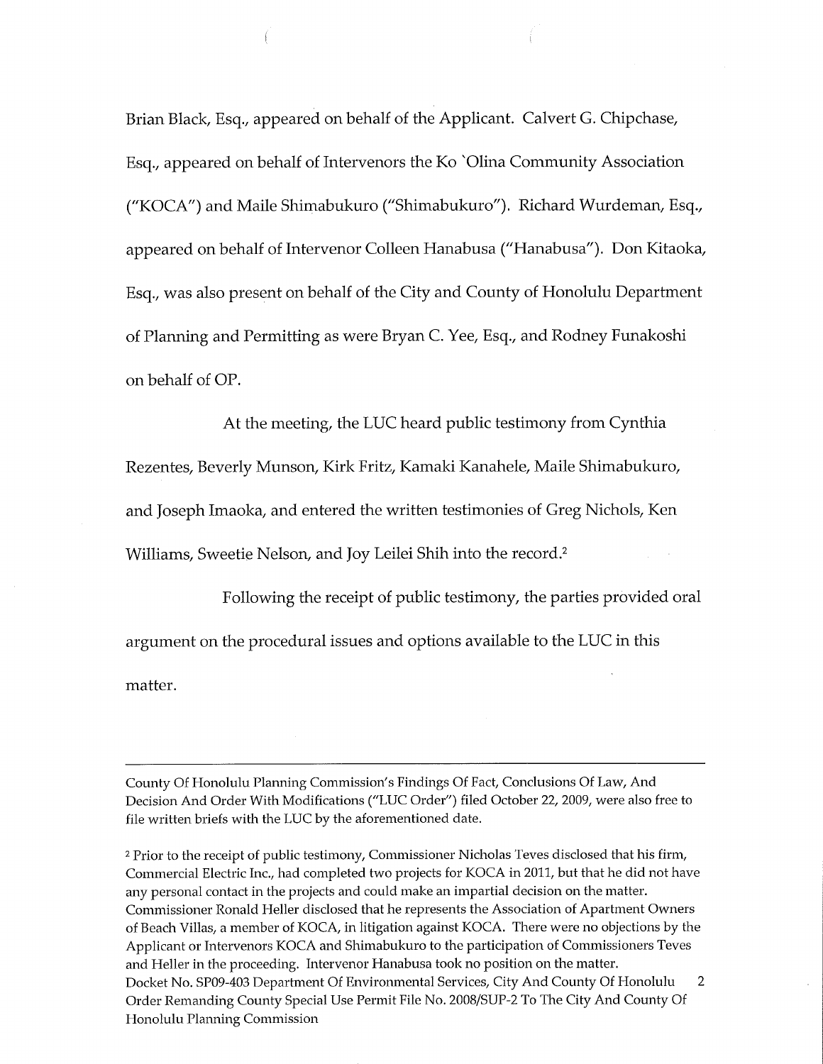Brian Black, Esq., appeared on behalf of the Applicant. Calvert G. Chipchase, Esq., appeared on behalf of Intervenors the Ko `Olina Community Association ("KOCA") and Maile Shimabukuro ("Shimabukuro"). Richard Wurdeman, Esq., appeared on behalf of Intervenor Colleen Hanabusa ("Hanabusa"). Don Kitaoka, Esq., was also present on behalf of the City and County of Honolulu Department of Planning and Permitting as were Bryan C. Yee, Esq., and Rodney Funakoshi on behalf of OP.

At the meeting, the LUC heard public testimony from Cynthia Rezentes, Beverly Munson, Kirk Fritz, Kamaki Kanahele, Maile Shimabukuro, and Joseph Imaoka, and entered the written testimonies of Greg Nichols, Ken Williams, Sweetie Nelson, and Joy Leilei Shih into the record.[2]

Following the receipt of public testimony, the parties provided oral argument on the procedural issues and options available to the LUC in this matter.

---

County Of Honolulu Planning Commission's Findings Of Fact, Conclusions Of Law, And Decision And Order With Modifications ("LUC Order") filed October 22, 2009, were also free to file written briefs with the LUC by the aforementioned date.

[2] Prior to the receipt of public testimony, Commissioner Nicholas Teves disclosed that his firm, Commercial Electric Inc., had completed two projects for KOCA in 2011, but that he did not have any personal contact in the projects and could make an impartial decision on the matter. Commissioner Ronald Heller disclosed that he represents the Association of Apartment Owners of Beach Villas, a member of KOCA, in litigation against KOCA. There were no objections by the Applicant or Intervenors KOCA and Shimabukuro to the participation of Commissioners Teves and Heller in the proceeding. Intervenor Hanabusa took no position on the matter.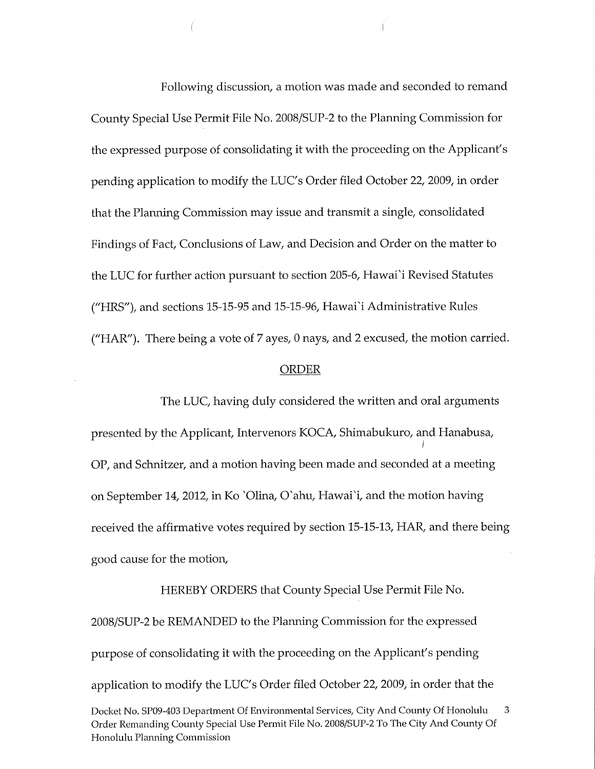Following discussion, a motion was made and seconded to remand County Special Use Permit File No. 2008/SUP-2 to the Planning Commission for the expressed purpose of consolidating it with the proceeding on the Applicant's pending application to modify the LUC's Order filed October 22, 2009, in order that the Planning Commission may issue and transmit a single, consolidated Findings of Fact, Conclusions of Law, and Decision and Order on the matter to the LUC for further action pursuant to section 205-6, Hawai`i Revised Statutes ("HRS"), and sections 15-15-95 and 15-15-96, Hawai`i Administrative Rules ("HAR"). There being a vote of 7 ayes, 0 nays, and 2 excused, the motion carried.

## ORDER

The LUC, having duly considered the written and oral arguments presented by the Applicant, Intervenors KOCA, Shimabukuro, and Hanabusa, OP, and Schnitzer, and a motion having been made and seconded at a meeting on September 14, 2012, in Ko `Olina, O`ahu, Hawai`i, and the motion having received the affirmative votes required by section 15-15-13, HAR, and there being good cause for the motion,

HEREBY ORDERS that County Special Use Permit File No. 2008/SUP-2 be REMANDED to the Planning Commission for the expressed purpose of consolidating it with the proceeding on the Applicant's pending application to modify the LUC's Order filed October 22, 2009, in order that the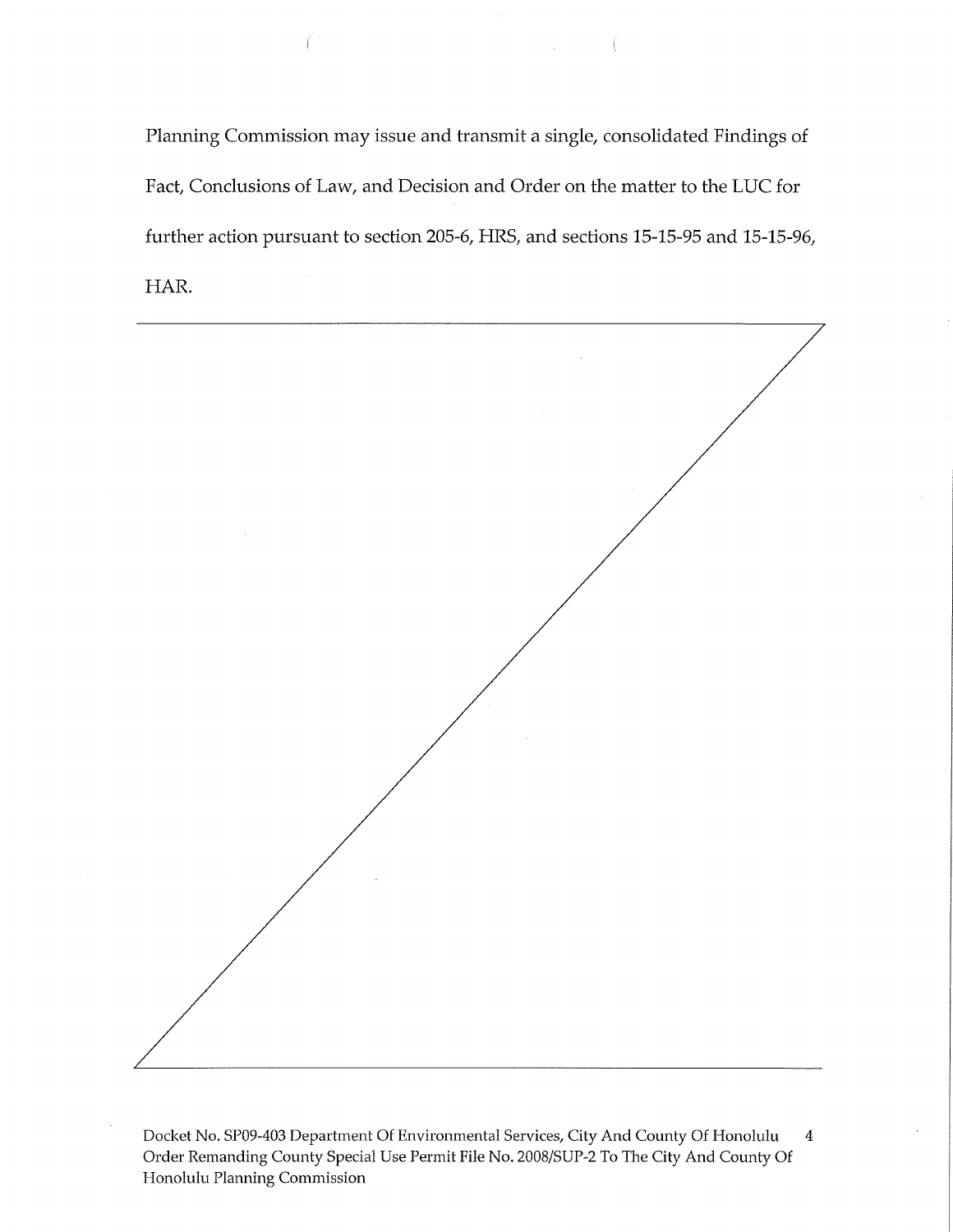Planning Commission may issue and transmit a single, consolidated Findings of Fact, Conclusions of Law, and Decision and Order on the matter to the LUC for further action pursuant to section 205-6, HRS, and sections 15-15-95 and 15-15-96, HAR.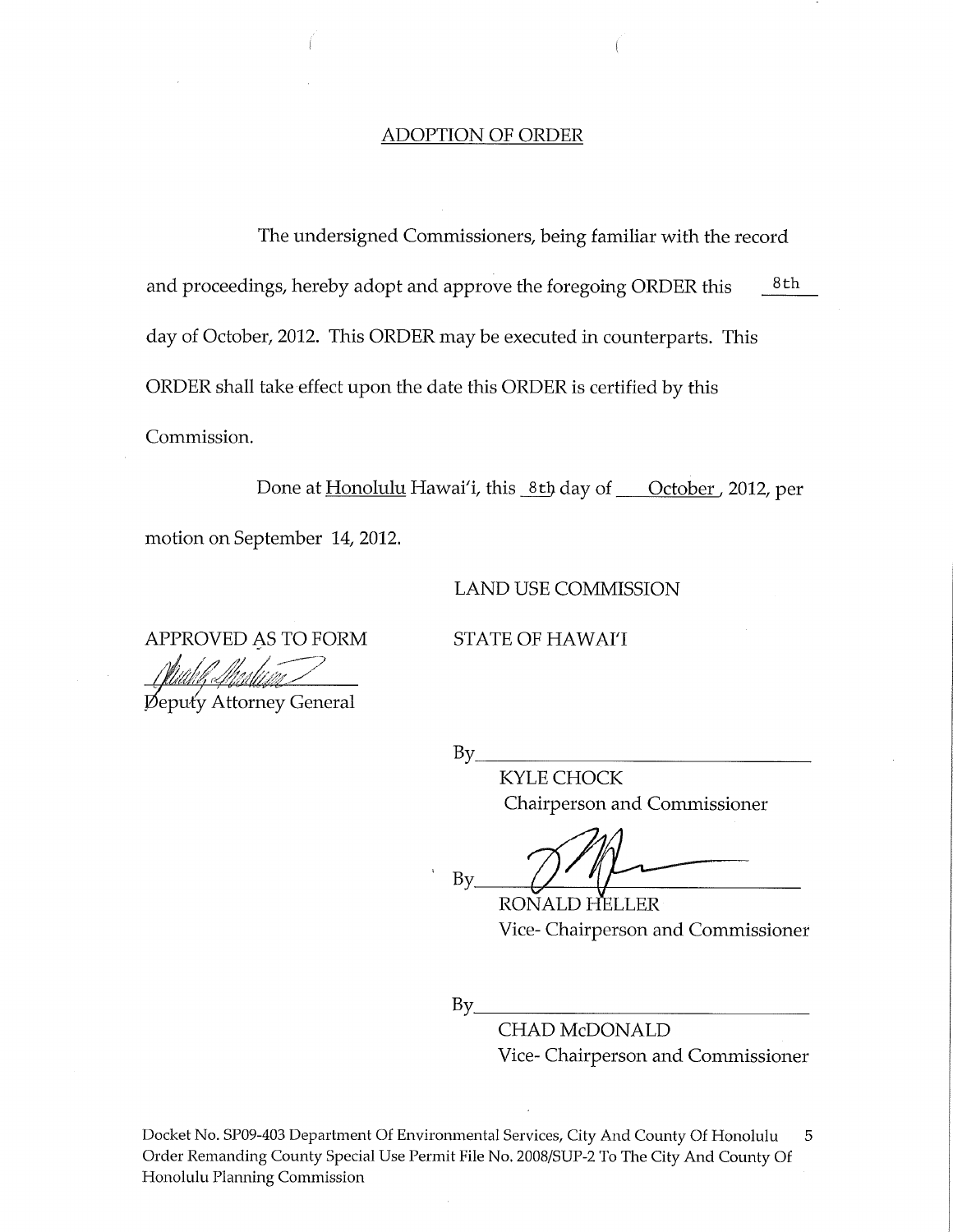## ADOPTION OF ORDER

The undersigned Commissioners, being familiar with the record and proceedings, hereby adopt and approve the foregoing ORDER this 8th day of October, 2012. This ORDER may be executed in counterparts. This ORDER shall take effect upon the date this ORDER is certified by this Commission.

Done at Honolulu Hawai'i, this 8th day of October, 2012, per motion on September 14, 2012.

LAND USE COMMISSION

APPROVED AS TO FORM

Deputy Attorney General

STATE OF HAWAI'I

By_______________________

KYLE CHOCK
Chairperson and Commissioner

By_______________________

RONALD HELLER
Vice- Chairperson and Commissioner

By_______________________

CHAD McDONALD
Vice- Chairperson and Commissioner

Docket No. SP09-403 Department Of Environmental Services, City And County Of Honolulu
Order Remanding County Special Use Permit File No. 2008/SUP-2 To The City And County Of Honolulu Planning Commission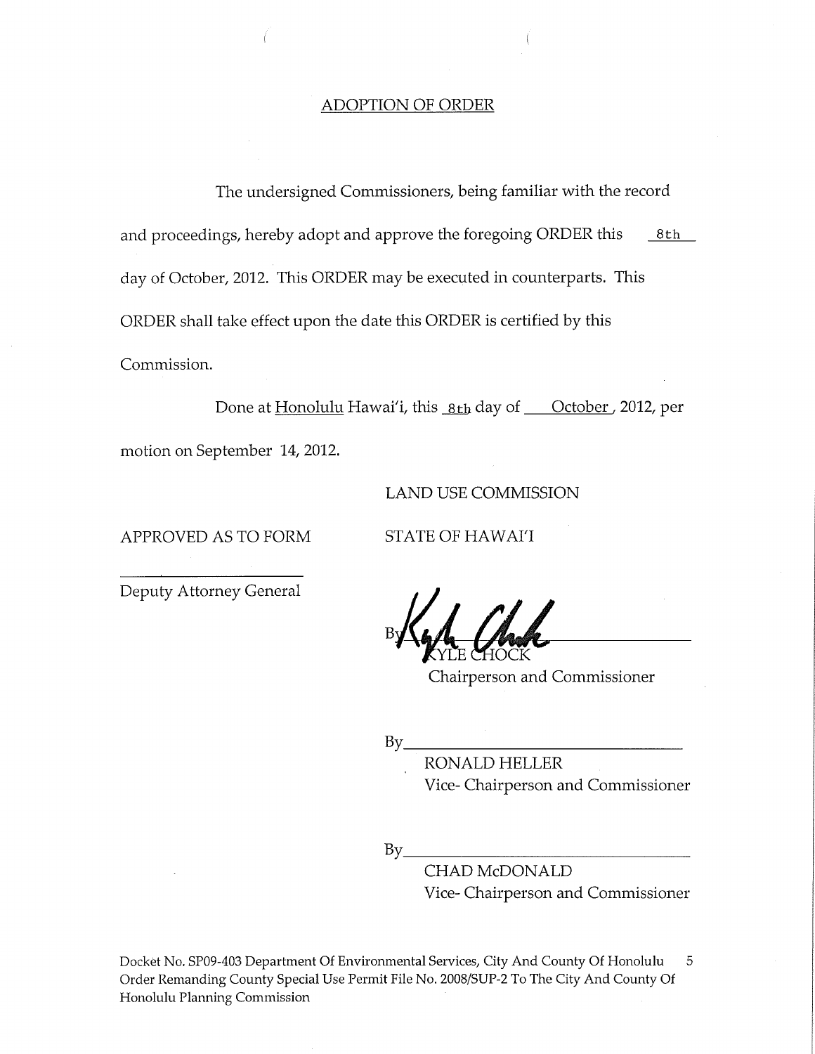ADOPTION OF ORDER

The undersigned Commissioners, being familiar with the record and proceedings, hereby adopt and approve the foregoing ORDER this 8th day of October, 2012. This ORDER may be executed in counterparts. This ORDER shall take effect upon the date this ORDER is certified by this Commission.

Done at Honolulu Hawai'i, this 8th day of October, 2012, per motion on September 14, 2012.

LAND USE COMMISSION

APPROVED AS TO FORM

STATE OF HAWAI'I

_______________________
Deputy Attorney General

By _______________________
KYLE CHOCK
Chairperson and Commissioner

By _______________________
RONALD HELLER
Vice- Chairperson and Commissioner

By _______________________
CHAD McDONALD
Vice- Chairperson and Commissioner

Docket No. SP09-403 Department Of Environmental Services, City And County Of Honolulu
Order Remanding County Special Use Permit File No. 2008/SUP-2 To The City And County Of Honolulu Planning Commission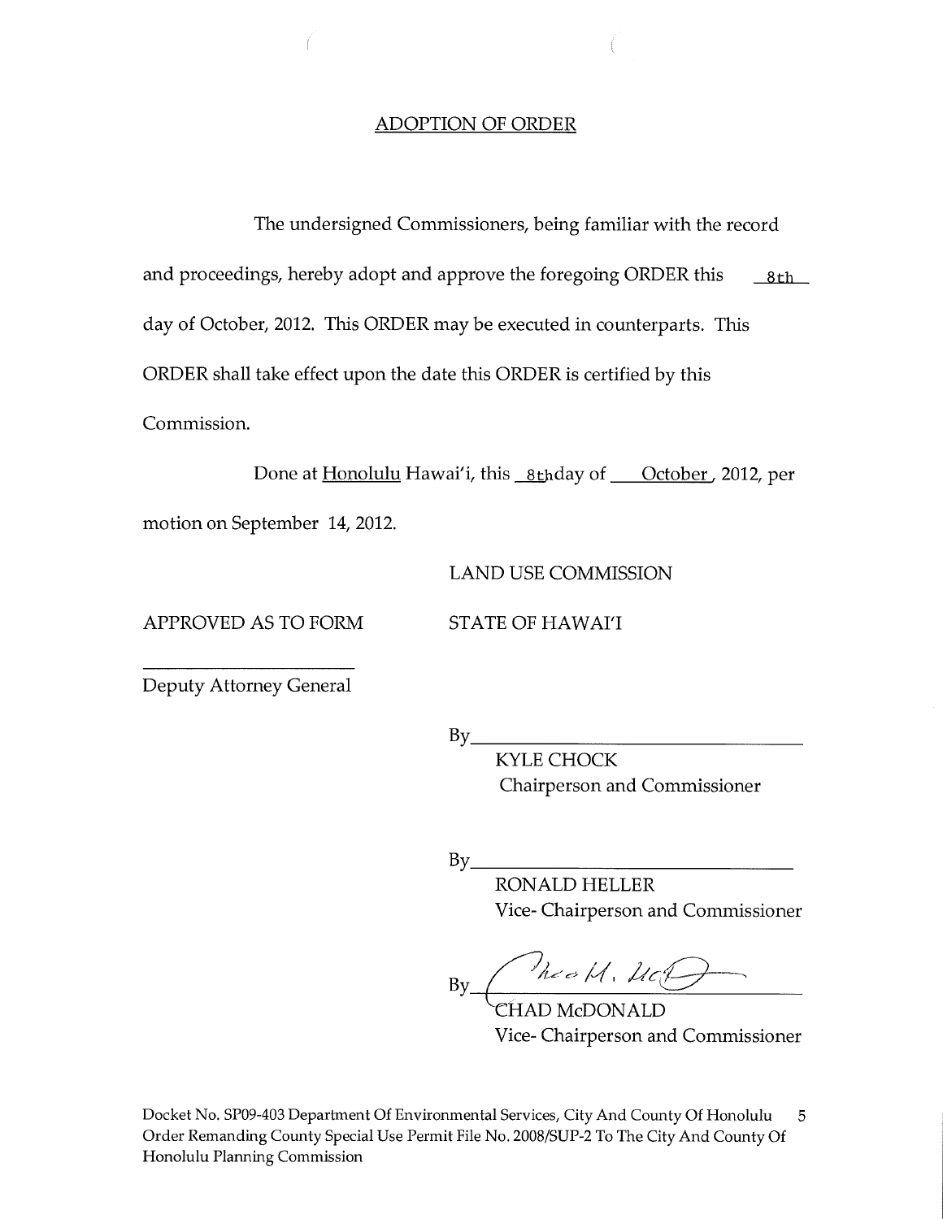## ADOPTION OF ORDER

The undersigned Commissioners, being familiar with the record and proceedings, hereby adopt and approve the foregoing ORDER this 8th day of October, 2012. This ORDER may be executed in counterparts. This ORDER shall take effect upon the date this ORDER is certified by this Commission.

Done at Honolulu Hawai'i, this 8th day of October, 2012, per motion on September 14, 2012.

LAND USE COMMISSION

APPROVED AS TO FORM

STATE OF HAWAI'I

\_\_\_\_\_\_\_\_\_\_\_\_\_\_\_\_\_\_\_\_\_\_

Deputy Attorney General

By\_\_\_\_\_\_\_\_\_\_\_\_\_\_\_\_\_\_\_\_\_\_\_\_\_\_\_\_

KYLE CHOCK
Chairperson and Commissioner

By\_\_\_\_\_\_\_\_\_\_\_\_\_\_\_\_\_\_\_\_\_\_\_\_\_\_\_\_

RONALD HELLER
Vice- Chairperson and Commissioner

By *[signature]*

CHAD McDONALD
Vice- Chairperson and Commissioner

Docket No. SP09-403 Department Of Environmental Services, City And County Of Honolulu
Order Remanding County Special Use Permit File No. 2008/SUP-2 To The City And County Of Honolulu Planning Commission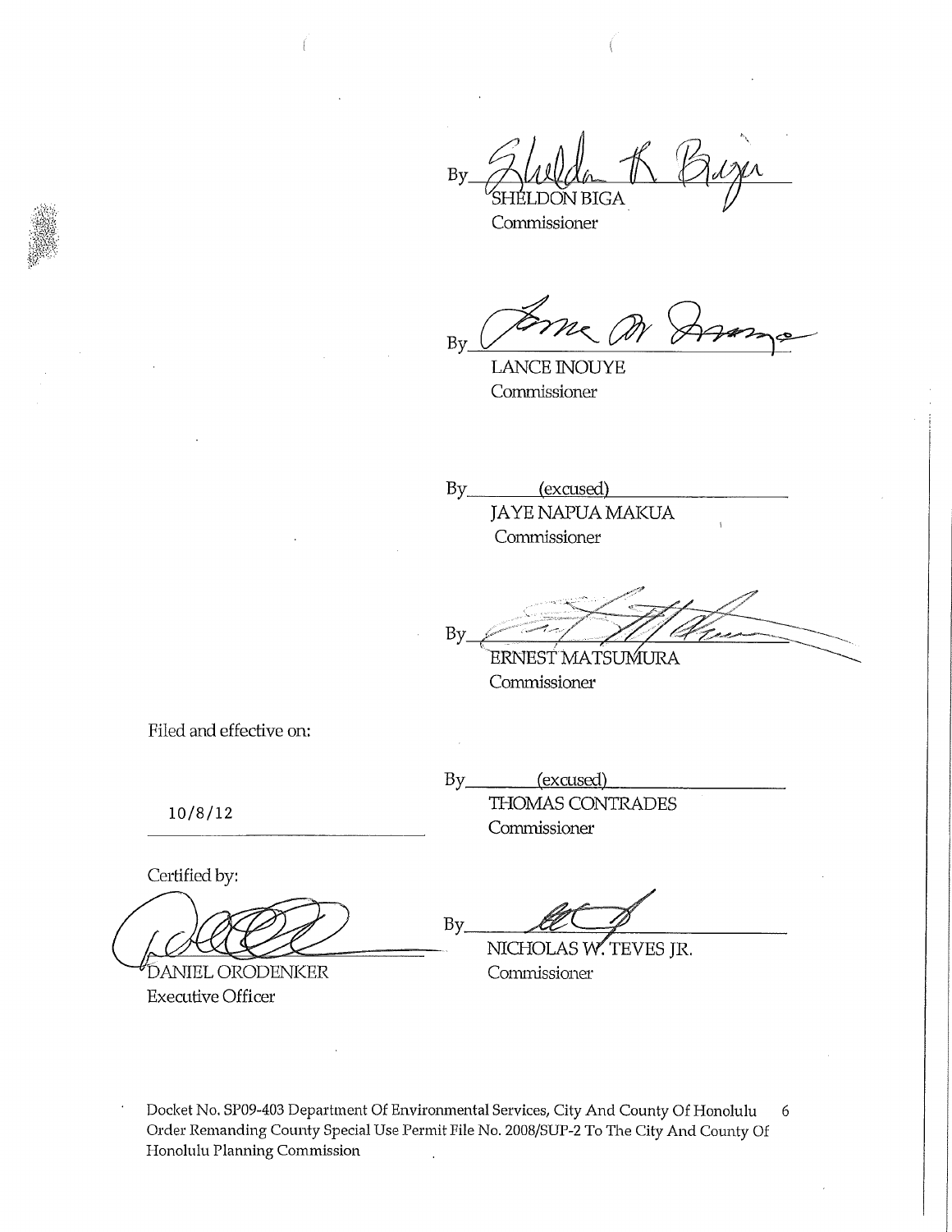By _____________________
SHELDON BIGA
Commissioner

By _____________________
LANCE INOUYE
Commissioner

By (excused)
JAYE NAPUA MAKUA
Commissioner

By _____________________
ERNEST MATSUMURA
Commissioner

Filed and effective on:

10/8/12

By (excused)
THOMAS CONTRADES
Commissioner

Certified by:

_____________________
DANIEL ORODENKER
Executive Officer

By _____________________
NICHOLAS W. TEVES JR.
Commissioner

Docket No. SP09-403 Department Of Environmental Services, City And County Of Honolulu Order Remanding County Special Use Permit File No. 2008/SUP-2 To The City And County Of Honolulu Planning Commission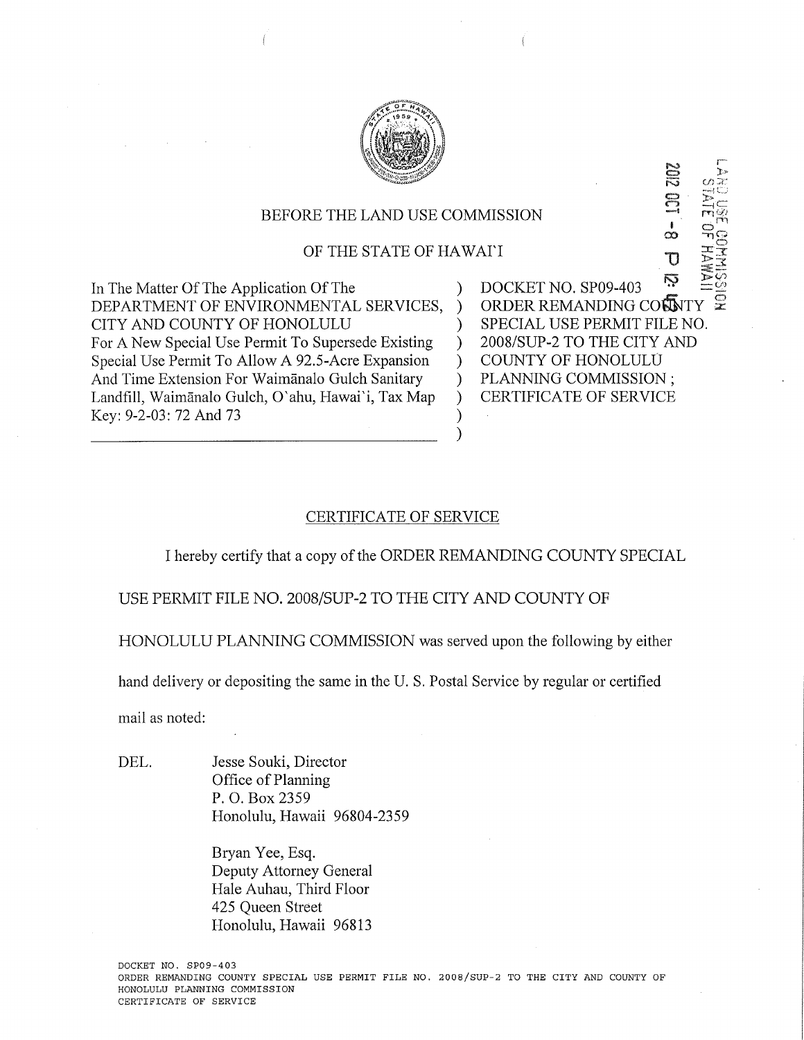BEFORE THE LAND USE COMMISSION

OF THE STATE OF HAWAI`I

LAND USE COMMISSION
STATE OF HAWAII

2012 OCT -8 P 12:15

| | | |
|---|---|---|
| In The Matter Of The Application Of The DEPARTMENT OF ENVIRONMENTAL SERVICES, CITY AND COUNTY OF HONOLULU For A New Special Use Permit To Supersede Existing Special Use Permit To Allow A 92.5-Acre Expansion And Time Extension For Waimānalo Gulch Sanitary Landfill, Waimānalo Gulch, O`ahu, Hawai`i, Tax Map Key: 9-2-03: 72 And 73 | ) | DOCKET NO. SP09-403 ORDER REMANDING COUNTY SPECIAL USE PERMIT FILE NO. 2008/SUP-2 TO THE CITY AND COUNTY OF HONOLULU PLANNING COMMISSION ; CERTIFICATE OF SERVICE |

## CERTIFICATE OF SERVICE

I hereby certify that a copy of the ORDER REMANDING COUNTY SPECIAL USE PERMIT FILE NO. 2008/SUP-2 TO THE CITY AND COUNTY OF HONOLULU PLANNING COMMISSION was served upon the following by either hand delivery or depositing the same in the U. S. Postal Service by regular or certified mail as noted:

DEL. Jesse Souki, Director
Office of Planning
P. O. Box 2359
Honolulu, Hawaii 96804-2359

Bryan Yee, Esq.
Deputy Attorney General
Hale Auhau, Third Floor
425 Queen Street
Honolulu, Hawaii 96813

DOCKET NO. SP09-403
ORDER REMANDING COUNTY SPECIAL USE PERMIT FILE NO. 2008/SUP-2 TO THE CITY AND COUNTY OF HONOLULU PLANNING COMMISSION
CERTIFICATE OF SERVICE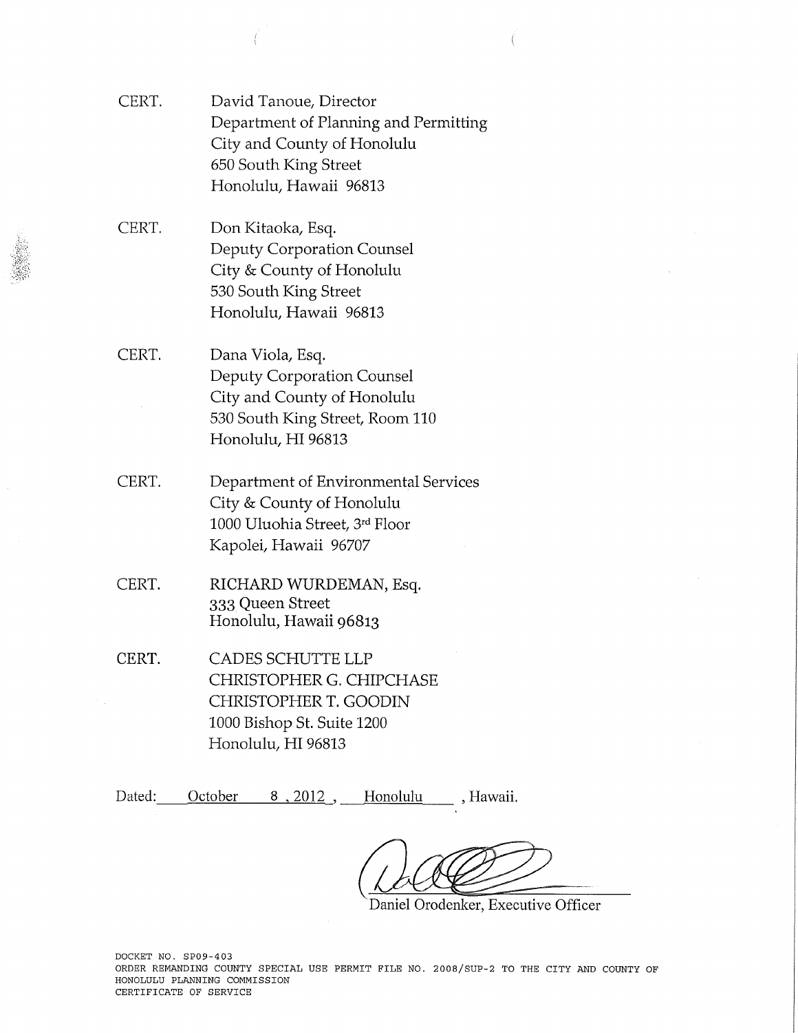CERT. David Tanoue, Director
Department of Planning and Permitting
City and County of Honolulu
650 South King Street
Honolulu, Hawaii 96813

CERT. Don Kitaoka, Esq.
Deputy Corporation Counsel
City & County of Honolulu
530 South King Street
Honolulu, Hawaii 96813

CERT. Dana Viola, Esq.
Deputy Corporation Counsel
City and County of Honolulu
530 South King Street, Room 110
Honolulu, HI 96813

CERT. Department of Environmental Services
City & County of Honolulu
1000 Uluohia Street, 3rd Floor
Kapolei, Hawaii 96707

CERT. RICHARD WURDEMAN, Esq.
333 Queen Street
Honolulu, Hawaii 96813

CERT. CADES SCHUTTE LLP
CHRISTOPHER G. CHIPCHASE
CHRISTOPHER T. GOODIN
1000 Bishop St. Suite 1200
Honolulu, HI 96813

Dated: October 8, 2012, Honolulu, Hawaii.

Daniel Orodenker, Executive Officer

DOCKET NO. SP09-403
ORDER REMANDING COUNTY SPECIAL USE PERMIT FILE NO. 2008/SUP-2 TO THE CITY AND COUNTY OF HONOLULU PLANNING COMMISSION
CERTIFICATE OF SERVICE